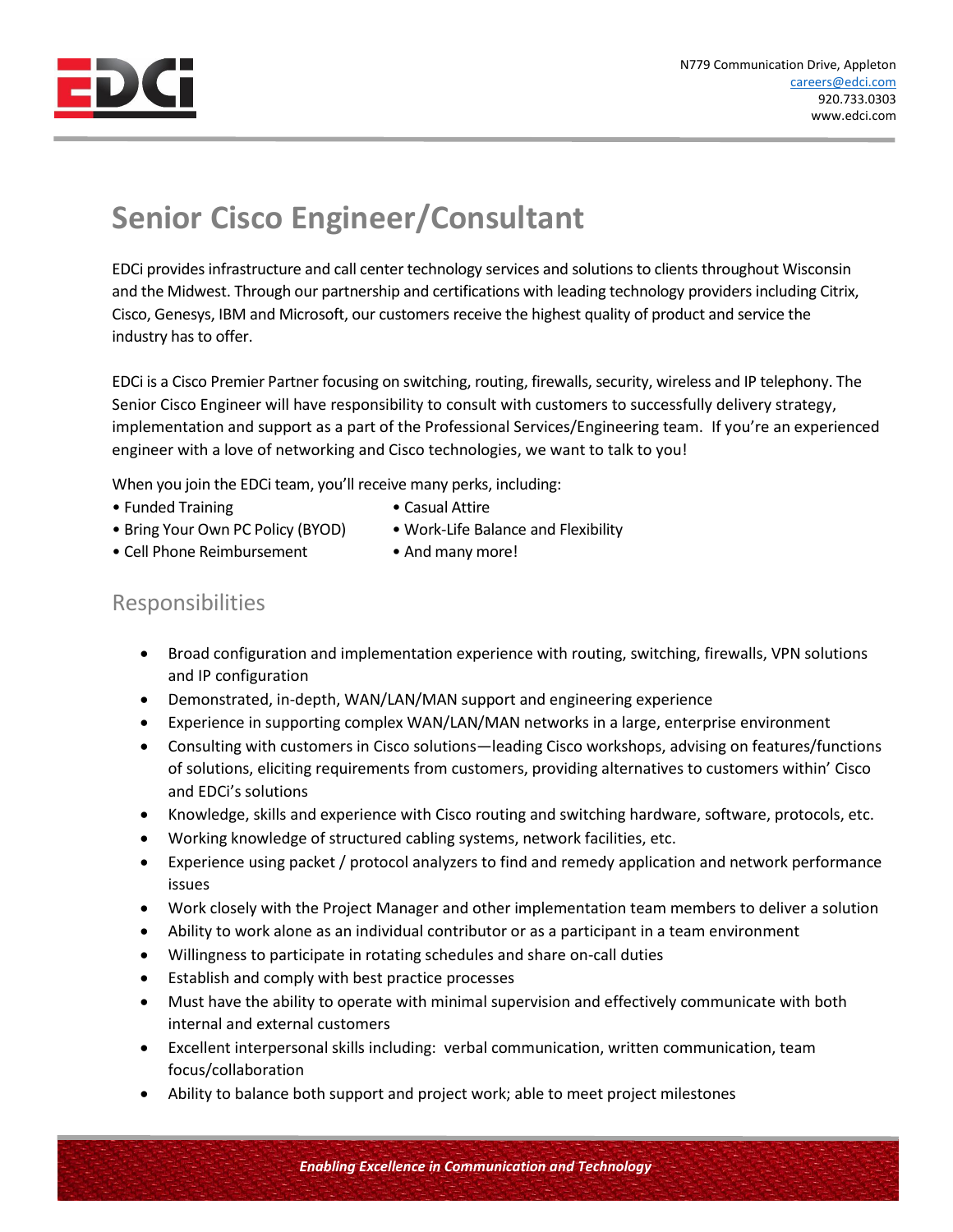N779 Communication Drive, Appleton
careers@edci.com
920.733.0303
www.edci.com

# Senior Cisco Engineer/Consultant

EDCi provides infrastructure and call center technology services and solutions to clients throughout Wisconsin and the Midwest. Through our partnership and certifications with leading technology providers including Citrix, Cisco, Genesys, IBM and Microsoft, our customers receive the highest quality of product and service the industry has to offer.

EDCi is a Cisco Premier Partner focusing on switching, routing, firewalls, security, wireless and IP telephony. The Senior Cisco Engineer will have responsibility to consult with customers to successfully delivery strategy, implementation and support as a part of the Professional Services/Engineering team. If you're an experienced engineer with a love of networking and Cisco technologies, we want to talk to you!

When you join the EDCi team, you'll receive many perks, including:

- Funded Training
- Bring Your Own PC Policy (BYOD)
- Cell Phone Reimbursement
- Casual Attire
- Work-Life Balance and Flexibility
- And many more!

## Responsibilities

- Broad configuration and implementation experience with routing, switching, firewalls, VPN solutions and IP configuration
- Demonstrated, in-depth, WAN/LAN/MAN support and engineering experience
- Experience in supporting complex WAN/LAN/MAN networks in a large, enterprise environment
- Consulting with customers in Cisco solutions—leading Cisco workshops, advising on features/functions of solutions, eliciting requirements from customers, providing alternatives to customers within' Cisco and EDCi's solutions
- Knowledge, skills and experience with Cisco routing and switching hardware, software, protocols, etc.
- Working knowledge of structured cabling systems, network facilities, etc.
- Experience using packet / protocol analyzers to find and remedy application and network performance issues
- Work closely with the Project Manager and other implementation team members to deliver a solution
- Ability to work alone as an individual contributor or as a participant in a team environment
- Willingness to participate in rotating schedules and share on-call duties
- Establish and comply with best practice processes
- Must have the ability to operate with minimal supervision and effectively communicate with both internal and external customers
- Excellent interpersonal skills including: verbal communication, written communication, team focus/collaboration
- Ability to balance both support and project work; able to meet project milestones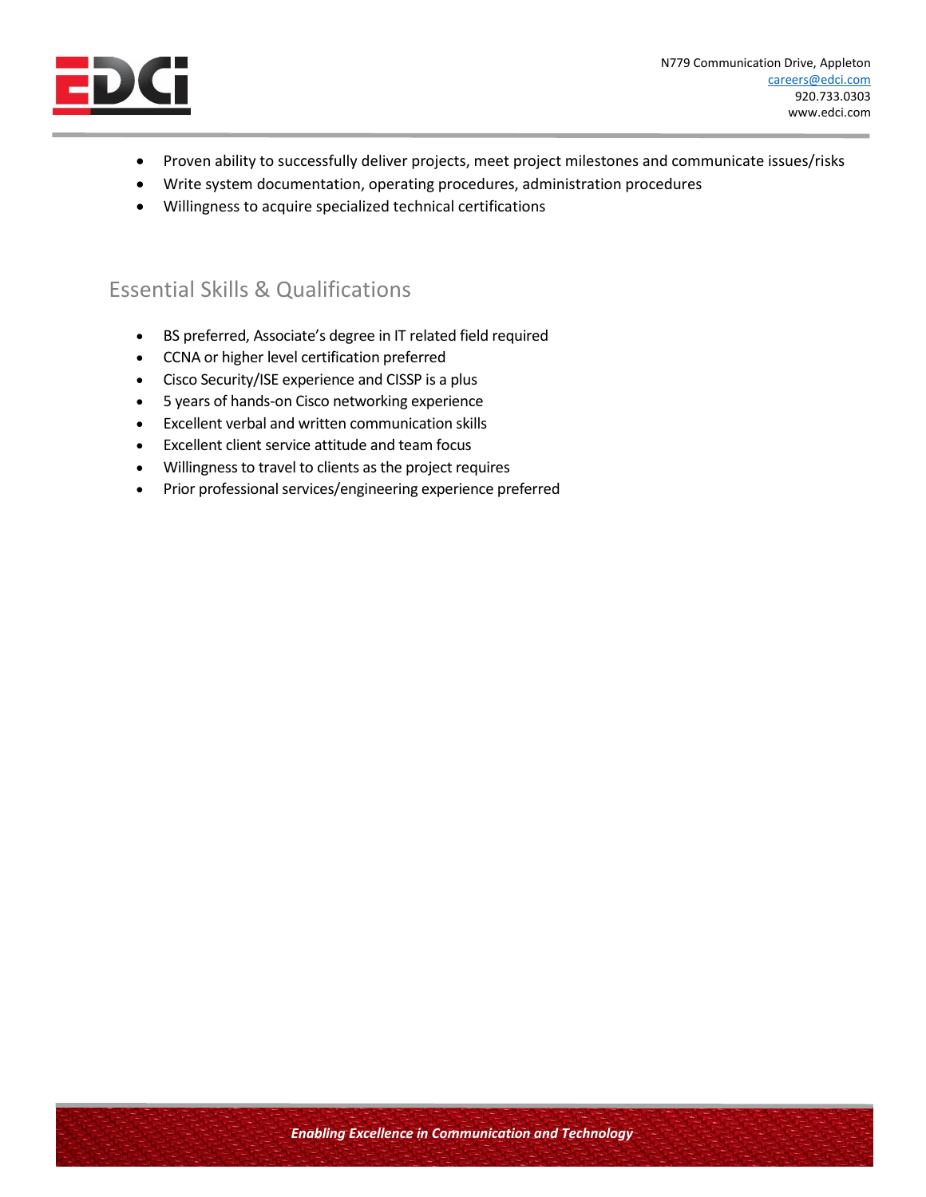- Proven ability to successfully deliver projects, meet project milestones and communicate issues/risks
- Write system documentation, operating procedures, administration procedures
- Willingness to acquire specialized technical certifications

## Essential Skills & Qualifications

- BS preferred, Associate's degree in IT related field required
- CCNA or higher level certification preferred
- Cisco Security/ISE experience and CISSP is a plus
- 5 years of hands-on Cisco networking experience
- Excellent verbal and written communication skills
- Excellent client service attitude and team focus
- Willingness to travel to clients as the project requires
- Prior professional services/engineering experience preferred